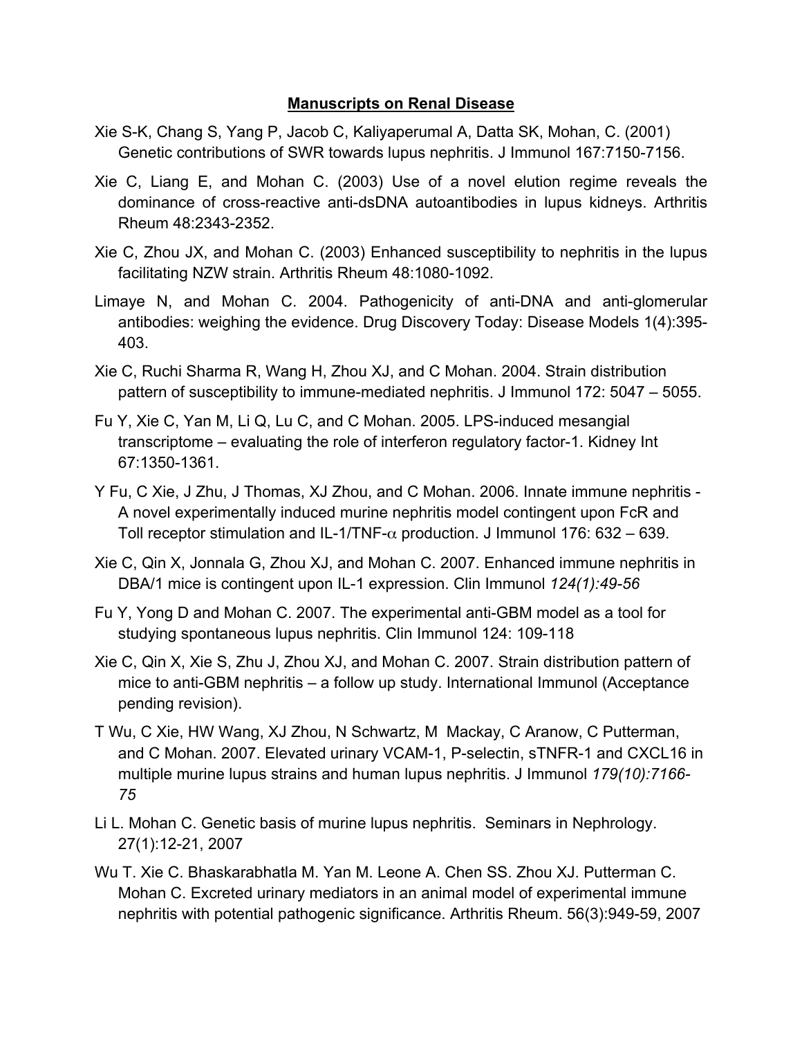## **Manuscripts on Renal Disease**

Xie S-K, Chang S, Yang P, Jacob C, Kaliyaperumal A, Datta SK, Mohan, C. (2001) Genetic contributions of SWR towards lupus nephritis. J Immunol 167:7150-7156.

Xie C, Liang E, and Mohan C. (2003) Use of a novel elution regime reveals the dominance of cross-reactive anti-dsDNA autoantibodies in lupus kidneys. Arthritis Rheum 48:2343-2352.

Xie C, Zhou JX, and Mohan C. (2003) Enhanced susceptibility to nephritis in the lupus facilitating NZW strain. Arthritis Rheum 48:1080-1092.

Limaye N, and Mohan C. 2004. Pathogenicity of anti-DNA and anti-glomerular antibodies: weighing the evidence. Drug Discovery Today: Disease Models 1(4):395-403.

Xie C, Ruchi Sharma R, Wang H, Zhou XJ, and C Mohan. 2004. Strain distribution pattern of susceptibility to immune-mediated nephritis. J Immunol 172: 5047 – 5055.

Fu Y, Xie C, Yan M, Li Q, Lu C, and C Mohan. 2005. LPS-induced mesangial transcriptome – evaluating the role of interferon regulatory factor-1. Kidney Int 67:1350-1361.

Y Fu, C Xie, J Zhu, J Thomas, XJ Zhou, and C Mohan. 2006. Innate immune nephritis - A novel experimentally induced murine nephritis model contingent upon FcR and Toll receptor stimulation and IL-1/TNF-$\alpha$ production. J Immunol 176: 632 – 639.

Xie C, Qin X, Jonnala G, Zhou XJ, and Mohan C. 2007. Enhanced immune nephritis in DBA/1 mice is contingent upon IL-1 expression. Clin Immunol *124(1):49-56*

Fu Y, Yong D and Mohan C. 2007. The experimental anti-GBM model as a tool for studying spontaneous lupus nephritis. Clin Immunol 124: 109-118

Xie C, Qin X, Xie S, Zhu J, Zhou XJ, and Mohan C. 2007. Strain distribution pattern of mice to anti-GBM nephritis – a follow up study. International Immunol (Acceptance pending revision).

T Wu, C Xie, HW Wang, XJ Zhou, N Schwartz, M Mackay, C Aranow, C Putterman, and C Mohan. 2007. Elevated urinary VCAM-1, P-selectin, sTNFR-1 and CXCL16 in multiple murine lupus strains and human lupus nephritis. J Immunol *179(10):7166-75*

Li L. Mohan C. Genetic basis of murine lupus nephritis. Seminars in Nephrology. 27(1):12-21, 2007

Wu T. Xie C. Bhaskarabhatla M. Yan M. Leone A. Chen SS. Zhou XJ. Putterman C. Mohan C. Excreted urinary mediators in an animal model of experimental immune nephritis with potential pathogenic significance. Arthritis Rheum. 56(3):949-59, 2007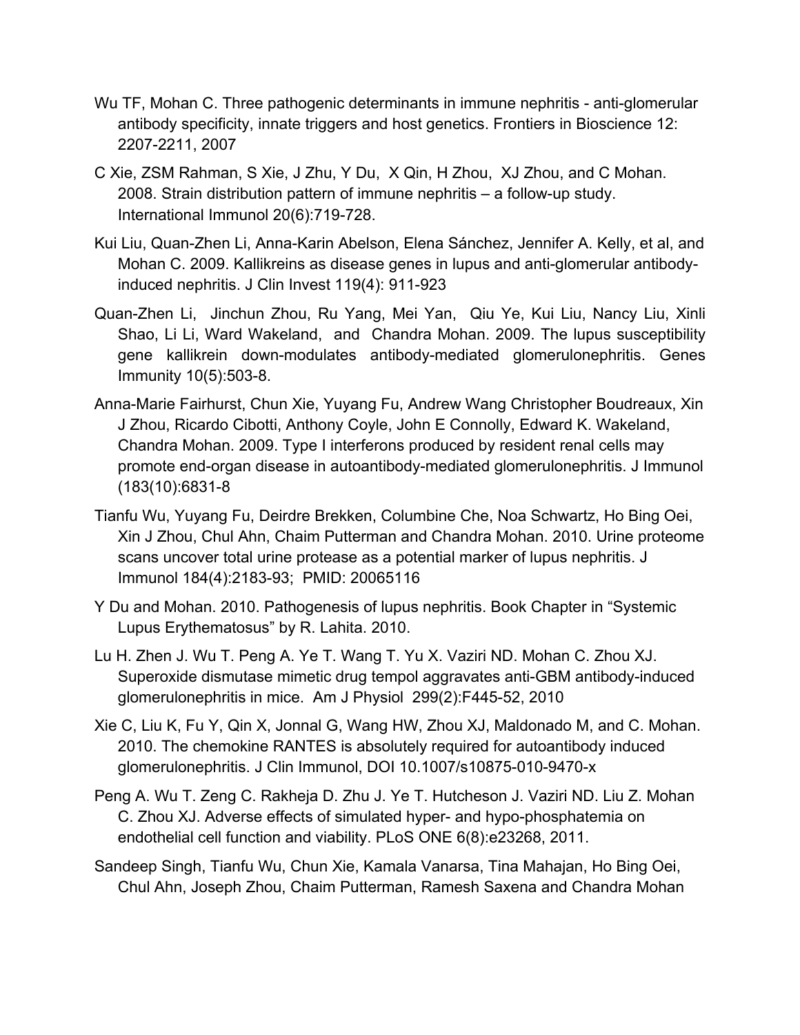Wu TF, Mohan C. Three pathogenic determinants in immune nephritis - anti-glomerular antibody specificity, innate triggers and host genetics. Frontiers in Bioscience 12: 2207-2211, 2007

C Xie, ZSM Rahman, S Xie, J Zhu, Y Du, X Qin, H Zhou, XJ Zhou, and C Mohan. 2008. Strain distribution pattern of immune nephritis – a follow-up study. International Immunol 20(6):719-728.

Kui Liu, Quan-Zhen Li, Anna-Karin Abelson, Elena Sánchez, Jennifer A. Kelly, et al, and Mohan C. 2009. Kallikreins as disease genes in lupus and anti-glomerular antibody-induced nephritis. J Clin Invest 119(4): 911-923

Quan-Zhen Li, Jinchun Zhou, Ru Yang, Mei Yan, Qiu Ye, Kui Liu, Nancy Liu, Xinli Shao, Li Li, Ward Wakeland, and Chandra Mohan. 2009. The lupus susceptibility gene kallikrein down-modulates antibody-mediated glomerulonephritis. Genes Immunity 10(5):503-8.

Anna-Marie Fairhurst, Chun Xie, Yuyang Fu, Andrew Wang Christopher Boudreaux, Xin J Zhou, Ricardo Cibotti, Anthony Coyle, John E Connolly, Edward K. Wakeland, Chandra Mohan. 2009. Type I interferons produced by resident renal cells may promote end-organ disease in autoantibody-mediated glomerulonephritis. J Immunol (183(10):6831-8

Tianfu Wu, Yuyang Fu, Deirdre Brekken, Columbine Che, Noa Schwartz, Ho Bing Oei, Xin J Zhou, Chul Ahn, Chaim Putterman and Chandra Mohan. 2010. Urine proteome scans uncover total urine protease as a potential marker of lupus nephritis. J Immunol 184(4):2183-93; PMID: 20065116

Y Du and Mohan. 2010. Pathogenesis of lupus nephritis. Book Chapter in "Systemic Lupus Erythematosus" by R. Lahita. 2010.

Lu H. Zhen J. Wu T. Peng A. Ye T. Wang T. Yu X. Vaziri ND. Mohan C. Zhou XJ. Superoxide dismutase mimetic drug tempol aggravates anti-GBM antibody-induced glomerulonephritis in mice. Am J Physiol 299(2):F445-52, 2010

Xie C, Liu K, Fu Y, Qin X, Jonnal G, Wang HW, Zhou XJ, Maldonado M, and C. Mohan. 2010. The chemokine RANTES is absolutely required for autoantibody induced glomerulonephritis. J Clin Immunol, DOI 10.1007/s10875-010-9470-x

Peng A. Wu T. Zeng C. Rakheja D. Zhu J. Ye T. Hutcheson J. Vaziri ND. Liu Z. Mohan C. Zhou XJ. Adverse effects of simulated hyper- and hypo-phosphatemia on endothelial cell function and viability. PLoS ONE 6(8):e23268, 2011.

Sandeep Singh, Tianfu Wu, Chun Xie, Kamala Vanarsa, Tina Mahajan, Ho Bing Oei, Chul Ahn, Joseph Zhou, Chaim Putterman, Ramesh Saxena and Chandra Mohan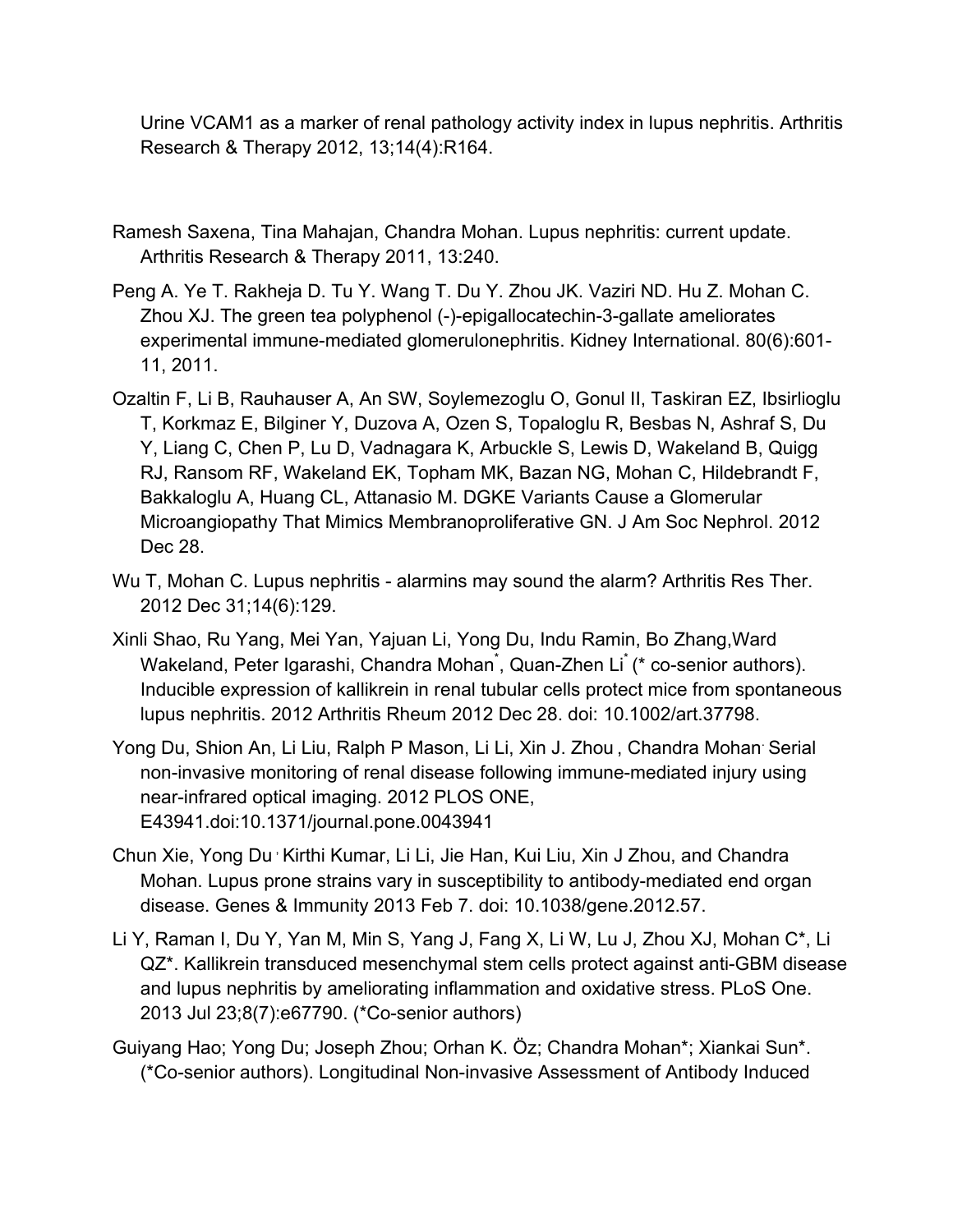Urine VCAM1 as a marker of renal pathology activity index in lupus nephritis. Arthritis Research & Therapy 2012, 13;14(4):R164.

Ramesh Saxena, Tina Mahajan, Chandra Mohan. Lupus nephritis: current update. Arthritis Research & Therapy 2011, 13:240.

Peng A. Ye T. Rakheja D. Tu Y. Wang T. Du Y. Zhou JK. Vaziri ND. Hu Z. Mohan C. Zhou XJ. The green tea polyphenol (-)-epigallocatechin-3-gallate ameliorates experimental immune-mediated glomerulonephritis. Kidney International. 80(6):601-11, 2011.

Ozaltin F, Li B, Rauhauser A, An SW, Soylemezoglu O, Gonul II, Taskiran EZ, Ibsirlioglu T, Korkmaz E, Bilginer Y, Duzova A, Ozen S, Topaloglu R, Besbas N, Ashraf S, Du Y, Liang C, Chen P, Lu D, Vadnagara K, Arbuckle S, Lewis D, Wakeland B, Quigg RJ, Ransom RF, Wakeland EK, Topham MK, Bazan NG, Mohan C, Hildebrandt F, Bakkaloglu A, Huang CL, Attanasio M. DGKE Variants Cause a Glomerular Microangiopathy That Mimics Membranoproliferative GN. J Am Soc Nephrol. 2012 Dec 28.

Wu T, Mohan C. Lupus nephritis - alarmins may sound the alarm? Arthritis Res Ther. 2012 Dec 31;14(6):129.

Xinli Shao, Ru Yang, Mei Yan, Yajuan Li, Yong Du, Indu Ramin, Bo Zhang,Ward Wakeland, Peter Igarashi, Chandra Mohan*, Quan-Zhen Li* (* co-senior authors). Inducible expression of kallikrein in renal tubular cells protect mice from spontaneous lupus nephritis. 2012 Arthritis Rheum 2012 Dec 28. doi: 10.1002/art.37798.

Yong Du, Shion An, Li Liu, Ralph P Mason, Li Li, Xin J. Zhou , Chandra Mohan. Serial non-invasive monitoring of renal disease following immune-mediated injury using near-infrared optical imaging. 2012 PLOS ONE, E43941.doi:10.1371/journal.pone.0043941

Chun Xie, Yong Du , Kirthi Kumar, Li Li, Jie Han, Kui Liu, Xin J Zhou, and Chandra Mohan. Lupus prone strains vary in susceptibility to antibody-mediated end organ disease. Genes & Immunity 2013 Feb 7. doi: 10.1038/gene.2012.57.

Li Y, Raman I, Du Y, Yan M, Min S, Yang J, Fang X, Li W, Lu J, Zhou XJ, Mohan C*, Li QZ*. Kallikrein transduced mesenchymal stem cells protect against anti-GBM disease and lupus nephritis by ameliorating inflammation and oxidative stress. PLoS One. 2013 Jul 23;8(7):e67790. (*Co-senior authors)

Guiyang Hao; Yong Du; Joseph Zhou; Orhan K. Öz; Chandra Mohan*; Xiankai Sun*. (*Co-senior authors). Longitudinal Non-invasive Assessment of Antibody Induced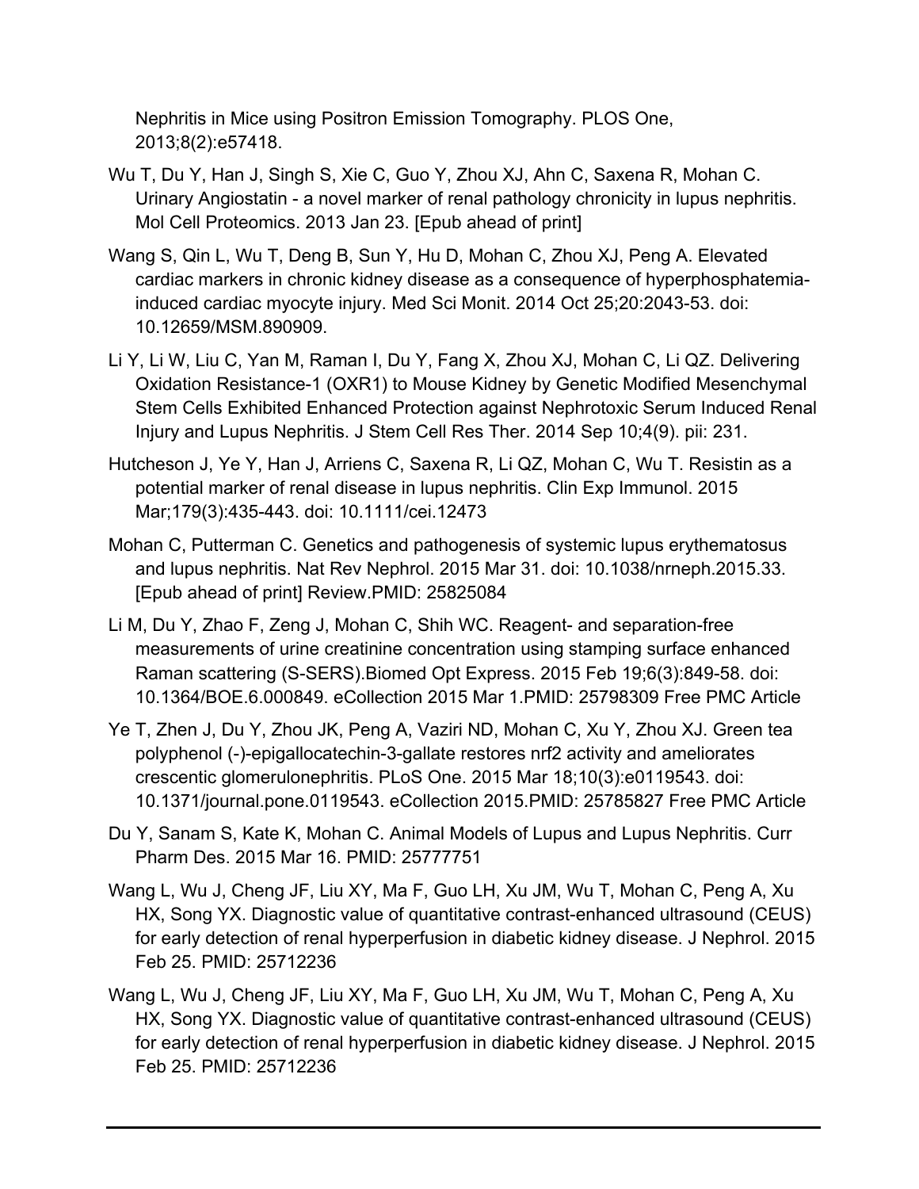Nephritis in Mice using Positron Emission Tomography. PLOS One, 2013;8(2):e57418.

Wu T, Du Y, Han J, Singh S, Xie C, Guo Y, Zhou XJ, Ahn C, Saxena R, Mohan C. Urinary Angiostatin - a novel marker of renal pathology chronicity in lupus nephritis. Mol Cell Proteomics. 2013 Jan 23. [Epub ahead of print]

Wang S, Qin L, Wu T, Deng B, Sun Y, Hu D, Mohan C, Zhou XJ, Peng A. Elevated cardiac markers in chronic kidney disease as a consequence of hyperphosphatemia-induced cardiac myocyte injury. Med Sci Monit. 2014 Oct 25;20:2043-53. doi: 10.12659/MSM.890909.

Li Y, Li W, Liu C, Yan M, Raman I, Du Y, Fang X, Zhou XJ, Mohan C, Li QZ. Delivering Oxidation Resistance-1 (OXR1) to Mouse Kidney by Genetic Modified Mesenchymal Stem Cells Exhibited Enhanced Protection against Nephrotoxic Serum Induced Renal Injury and Lupus Nephritis. J Stem Cell Res Ther. 2014 Sep 10;4(9). pii: 231.

Hutcheson J, Ye Y, Han J, Arriens C, Saxena R, Li QZ, Mohan C, Wu T. Resistin as a potential marker of renal disease in lupus nephritis. Clin Exp Immunol. 2015 Mar;179(3):435-443. doi: 10.1111/cei.12473

Mohan C, Putterman C. Genetics and pathogenesis of systemic lupus erythematosus and lupus nephritis. Nat Rev Nephrol. 2015 Mar 31. doi: 10.1038/nrneph.2015.33. [Epub ahead of print] Review.PMID: 25825084

Li M, Du Y, Zhao F, Zeng J, Mohan C, Shih WC. Reagent- and separation-free measurements of urine creatinine concentration using stamping surface enhanced Raman scattering (S-SERS).Biomed Opt Express. 2015 Feb 19;6(3):849-58. doi: 10.1364/BOE.6.000849. eCollection 2015 Mar 1.PMID: 25798309 Free PMC Article

Ye T, Zhen J, Du Y, Zhou JK, Peng A, Vaziri ND, Mohan C, Xu Y, Zhou XJ. Green tea polyphenol (-)-epigallocatechin-3-gallate restores nrf2 activity and ameliorates crescentic glomerulonephritis. PLoS One. 2015 Mar 18;10(3):e0119543. doi: 10.1371/journal.pone.0119543. eCollection 2015.PMID: 25785827 Free PMC Article

Du Y, Sanam S, Kate K, Mohan C. Animal Models of Lupus and Lupus Nephritis. Curr Pharm Des. 2015 Mar 16. PMID: 25777751

Wang L, Wu J, Cheng JF, Liu XY, Ma F, Guo LH, Xu JM, Wu T, Mohan C, Peng A, Xu HX, Song YX. Diagnostic value of quantitative contrast-enhanced ultrasound (CEUS) for early detection of renal hyperperfusion in diabetic kidney disease. J Nephrol. 2015 Feb 25. PMID: 25712236

Wang L, Wu J, Cheng JF, Liu XY, Ma F, Guo LH, Xu JM, Wu T, Mohan C, Peng A, Xu HX, Song YX. Diagnostic value of quantitative contrast-enhanced ultrasound (CEUS) for early detection of renal hyperperfusion in diabetic kidney disease. J Nephrol. 2015 Feb 25. PMID: 25712236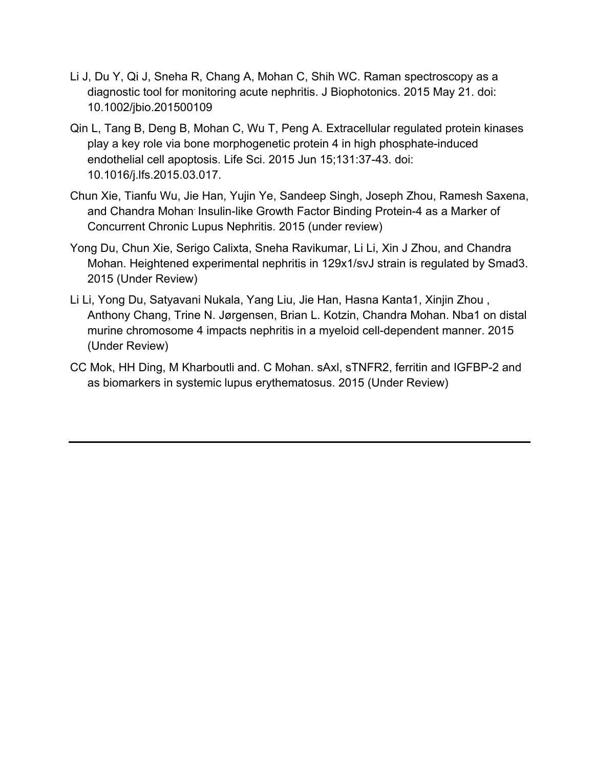Li J, Du Y, Qi J, Sneha R, Chang A, Mohan C, Shih WC. Raman spectroscopy as a diagnostic tool for monitoring acute nephritis. J Biophotonics. 2015 May 21. doi: 10.1002/jbio.201500109

Qin L, Tang B, Deng B, Mohan C, Wu T, Peng A. Extracellular regulated protein kinases play a key role via bone morphogenetic protein 4 in high phosphate-induced endothelial cell apoptosis. Life Sci. 2015 Jun 15;131:37-43. doi: 10.1016/j.lfs.2015.03.017.

Chun Xie, Tianfu Wu, Jie Han, Yujin Ye, Sandeep Singh, Joseph Zhou, Ramesh Saxena, and Chandra Mohan. Insulin-like Growth Factor Binding Protein-4 as a Marker of Concurrent Chronic Lupus Nephritis. 2015 (under review)

Yong Du, Chun Xie, Serigo Calixta, Sneha Ravikumar, Li Li, Xin J Zhou, and Chandra Mohan. Heightened experimental nephritis in 129x1/svJ strain is regulated by Smad3. 2015 (Under Review)

Li Li, Yong Du, Satyavani Nukala, Yang Liu, Jie Han, Hasna Kanta1, Xinjin Zhou , Anthony Chang, Trine N. Jørgensen, Brian L. Kotzin, Chandra Mohan. Nba1 on distal murine chromosome 4 impacts nephritis in a myeloid cell-dependent manner. 2015 (Under Review)

CC Mok, HH Ding, M Kharboutli and. C Mohan. sAxl, sTNFR2, ferritin and IGFBP-2 and as biomarkers in systemic lupus erythematosus. 2015 (Under Review)